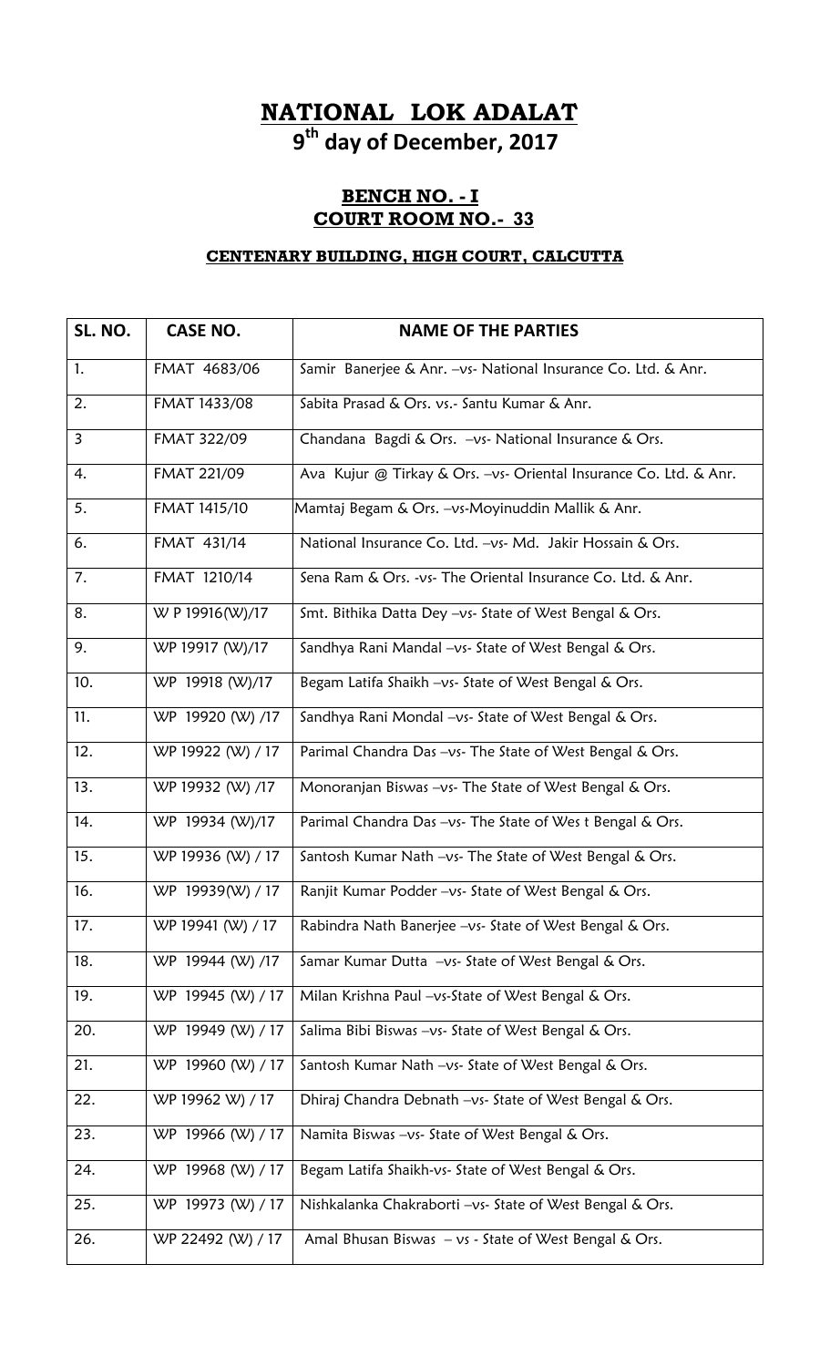# NATIONAL LOK ADALAT

## 9th day of December, 2017

### BENCH NO. - I
### COURT ROOM NO.- 33

#### CENTENARY BUILDING, HIGH COURT, CALCUTTA

| SL. NO. | CASE NO. | NAME OF THE PARTIES |
|---|---|---|
| 1. | FMAT 4683/06 | Samir Banerjee & Anr. –vs- National Insurance Co. Ltd. & Anr. |
| 2. | FMAT 1433/08 | Sabita Prasad & Ors. vs.- Santu Kumar & Anr. |
| 3 | FMAT 322/09 | Chandana Bagdi & Ors. –vs- National Insurance & Ors. |
| 4. | FMAT 221/09 | Ava Kujur @ Tirkay & Ors. –vs- Oriental Insurance Co. Ltd. & Anr. |
| 5. | FMAT 1415/10 | Mamtaj Begam & Ors. –vs-Moyinuddin Mallik & Anr. |
| 6. | FMAT 431/14 | National Insurance Co. Ltd. –vs- Md. Jakir Hossain & Ors. |
| 7. | FMAT 1210/14 | Sena Ram & Ors. -vs- The Oriental Insurance Co. Ltd. & Anr. |
| 8. | W P 19916(W)/17 | Smt. Bithika Datta Dey –vs- State of West Bengal & Ors. |
| 9. | WP 19917 (W)/17 | Sandhya Rani Mandal –vs- State of West Bengal & Ors. |
| 10. | WP 19918 (W)/17 | Begam Latifa Shaikh –vs- State of West Bengal & Ors. |
| 11. | WP 19920 (W) /17 | Sandhya Rani Mondal –vs- State of West Bengal & Ors. |
| 12. | WP 19922 (W) / 17 | Parimal Chandra Das –vs- The State of West Bengal & Ors. |
| 13. | WP 19932 (W) /17 | Monoranjan Biswas –vs- The State of West Bengal & Ors. |
| 14. | WP 19934 (W)/17 | Parimal Chandra Das –vs- The State of Wes t Bengal & Ors. |
| 15. | WP 19936 (W) / 17 | Santosh Kumar Nath –vs- The State of West Bengal & Ors. |
| 16. | WP 19939(W) / 17 | Ranjit Kumar Podder –vs- State of West Bengal & Ors. |
| 17. | WP 19941 (W) / 17 | Rabindra Nath Banerjee –vs- State of West Bengal & Ors. |
| 18. | WP 19944 (W) /17 | Samar Kumar Dutta –vs- State of West Bengal & Ors. |
| 19. | WP 19945 (W) / 17 | Milan Krishna Paul –vs-State of West Bengal & Ors. |
| 20. | WP 19949 (W) / 17 | Salima Bibi Biswas –vs- State of West Bengal & Ors. |
| 21. | WP 19960 (W) / 17 | Santosh Kumar Nath –vs- State of West Bengal & Ors. |
| 22. | WP 19962 W) / 17 | Dhiraj Chandra Debnath –vs- State of West Bengal & Ors. |
| 23. | WP 19966 (W) / 17 | Namita Biswas –vs- State of West Bengal & Ors. |
| 24. | WP 19968 (W) / 17 | Begam Latifa Shaikh-vs- State of West Bengal & Ors. |
| 25. | WP 19973 (W) / 17 | Nishkalanka Chakraborti –vs- State of West Bengal & Ors. |
| 26. | WP 22492 (W) / 17 | Amal Bhusan Biswas – vs - State of West Bengal & Ors. |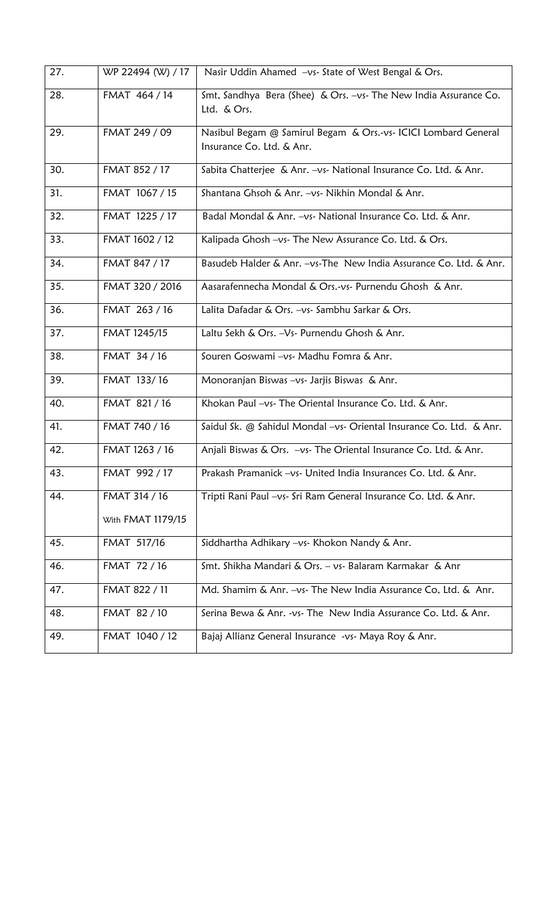| 27. | WP 22494 (W) / 17 | Nasir Uddin Ahamed –vs- State of West Bengal & Ors. |
|---|---|---|
| 28. | FMAT 464 / 14 | Smt, Sandhya Bera (Shee) & Ors. –vs- The New India Assurance Co. Ltd. & Ors. |
| 29. | FMAT 249 / 09 | Nasibul Begam @ Samirul Begam & Ors.-vs- ICICI Lombard General Insurance Co. Ltd. & Anr. |
| 30. | FMAT 852 / 17 | Sabita Chatterjee & Anr. –vs- National Insurance Co. Ltd. & Anr. |
| 31. | FMAT 1067 / 15 | Shantana Ghsoh & Anr. –vs- Nikhin Mondal & Anr. |
| 32. | FMAT 1225 / 17 | Badal Mondal & Anr. –vs- National Insurance Co. Ltd. & Anr. |
| 33. | FMAT 1602 / 12 | Kalipada Ghosh –vs- The New Assurance Co. Ltd. & Ors. |
| 34. | FMAT 847 / 17 | Basudeb Halder & Anr. –vs-The New India Assurance Co. Ltd. & Anr. |
| 35. | FMAT 320 / 2016 | Aasarafennecha Mondal & Ors.-vs- Purnendu Ghosh & Anr. |
| 36. | FMAT 263 / 16 | Lalita Dafadar & Ors. –vs- Sambhu Sarkar & Ors. |
| 37. | FMAT 1245/15 | Laltu Sekh & Ors. –Vs- Purnendu Ghosh & Anr. |
| 38. | FMAT 34 / 16 | Souren Goswami –vs- Madhu Fomra & Anr. |
| 39. | FMAT 133/ 16 | Monoranjan Biswas –vs- Jarjis Biswas & Anr. |
| 40. | FMAT 821 / 16 | Khokan Paul –vs- The Oriental Insurance Co. Ltd. & Anr. |
| 41. | FMAT 740 / 16 | Saidul Sk. @ Sahidul Mondal –vs- Oriental Insurance Co. Ltd. & Anr. |
| 42. | FMAT 1263 / 16 | Anjali Biswas & Ors. –vs- The Oriental Insurance Co. Ltd. & Anr. |
| 43. | FMAT 992 / 17 | Prakash Pramanick –vs- United India Insurances Co. Ltd. & Anr. |
| 44. | FMAT 314 / 16 With FMAT 1179/15 | Tripti Rani Paul –vs- Sri Ram General Insurance Co. Ltd. & Anr. |
| 45. | FMAT 517/16 | Siddhartha Adhikary –vs- Khokon Nandy & Anr. |
| 46. | FMAT 72 / 16 | Smt. Shikha Mandari & Ors. – vs- Balaram Karmakar & Anr |
| 47. | FMAT 822 / 11 | Md. Shamim & Anr. –vs- The New India Assurance Co, Ltd. & Anr. |
| 48. | FMAT 82 / 10 | Serina Bewa & Anr. -vs- The New India Assurance Co. Ltd. & Anr. |
| 49. | FMAT 1040 / 12 | Bajaj Allianz General Insurance -vs- Maya Roy & Anr. |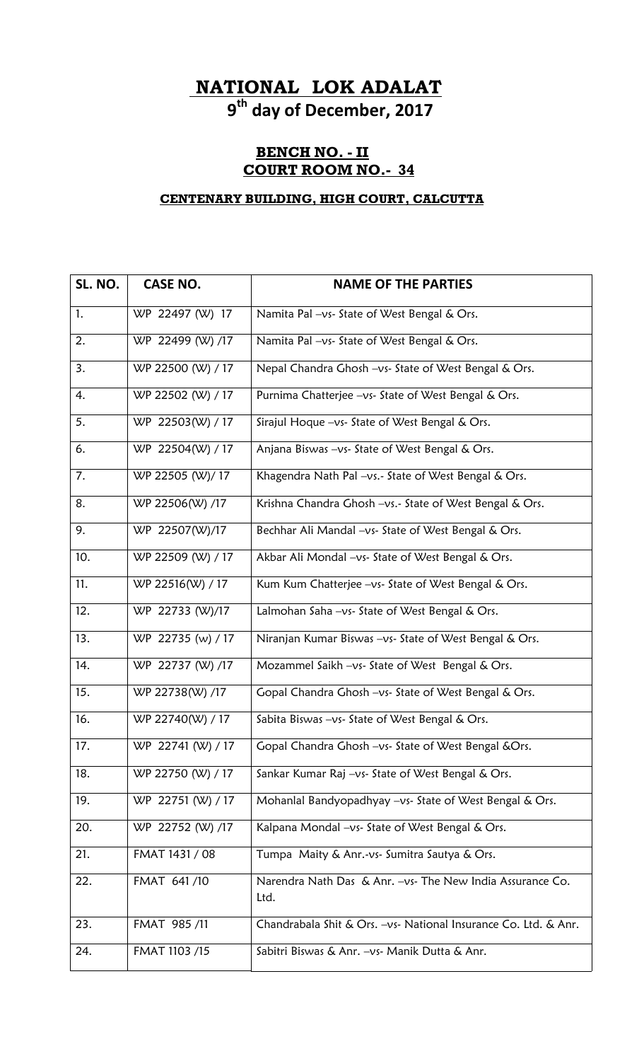# NATIONAL LOK ADALAT

## 9th day of December, 2017

### BENCH NO. - II

### COURT ROOM NO.- 34

#### CENTENARY BUILDING, HIGH COURT, CALCUTTA

| SL. NO. | CASE NO. | NAME OF THE PARTIES |
|---|---|---|
| 1. | WP 22497 (W) 17 | Namita Pal –vs- State of West Bengal & Ors. |
| 2. | WP 22499 (W) /17 | Namita Pal –vs- State of West Bengal & Ors. |
| 3. | WP 22500 (W) / 17 | Nepal Chandra Ghosh –vs- State of West Bengal & Ors. |
| 4. | WP 22502 (W) / 17 | Purnima Chatterjee –vs- State of West Bengal & Ors. |
| 5. | WP 22503(W) / 17 | Sirajul Hoque –vs- State of West Bengal & Ors. |
| 6. | WP 22504(W) / 17 | Anjana Biswas –vs- State of West Bengal & Ors. |
| 7. | WP 22505 (W)/ 17 | Khagendra Nath Pal –vs.- State of West Bengal & Ors. |
| 8. | WP 22506(W) /17 | Krishna Chandra Ghosh –vs.- State of West Bengal & Ors. |
| 9. | WP 22507(W)/17 | Bechhar Ali Mandal –vs- State of West Bengal & Ors. |
| 10. | WP 22509 (W) / 17 | Akbar Ali Mondal –vs- State of West Bengal & Ors. |
| 11. | WP 22516(W) / 17 | Kum Kum Chatterjee –vs- State of West Bengal & Ors. |
| 12. | WP 22733 (W)/17 | Lalmohan Saha –vs- State of West Bengal & Ors. |
| 13. | WP 22735 (w) / 17 | Niranjan Kumar Biswas –vs- State of West Bengal & Ors. |
| 14. | WP 22737 (W) /17 | Mozammel Saikh –vs- State of West Bengal & Ors. |
| 15. | WP 22738(W) /17 | Gopal Chandra Ghosh –vs- State of West Bengal & Ors. |
| 16. | WP 22740(W) / 17 | Sabita Biswas –vs- State of West Bengal & Ors. |
| 17. | WP 22741 (W) / 17 | Gopal Chandra Ghosh –vs- State of West Bengal &Ors. |
| 18. | WP 22750 (W) / 17 | Sankar Kumar Raj –vs- State of West Bengal & Ors. |
| 19. | WP 22751 (W) / 17 | Mohanlal Bandyopadhyay –vs- State of West Bengal & Ors. |
| 20. | WP 22752 (W) /17 | Kalpana Mondal –vs- State of West Bengal & Ors. |
| 21. | FMAT 1431 / 08 | Tumpa Maity & Anr.-vs- Sumitra Sautya & Ors. |
| 22. | FMAT 641 /10 | Narendra Nath Das & Anr. –vs- The New India Assurance Co. Ltd. |
| 23. | FMAT 985 /11 | Chandrabala Shit & Ors. –vs- National Insurance Co. Ltd. & Anr. |
| 24. | FMAT 1103 /15 | Sabitri Biswas & Anr. –vs- Manik Dutta & Anr. |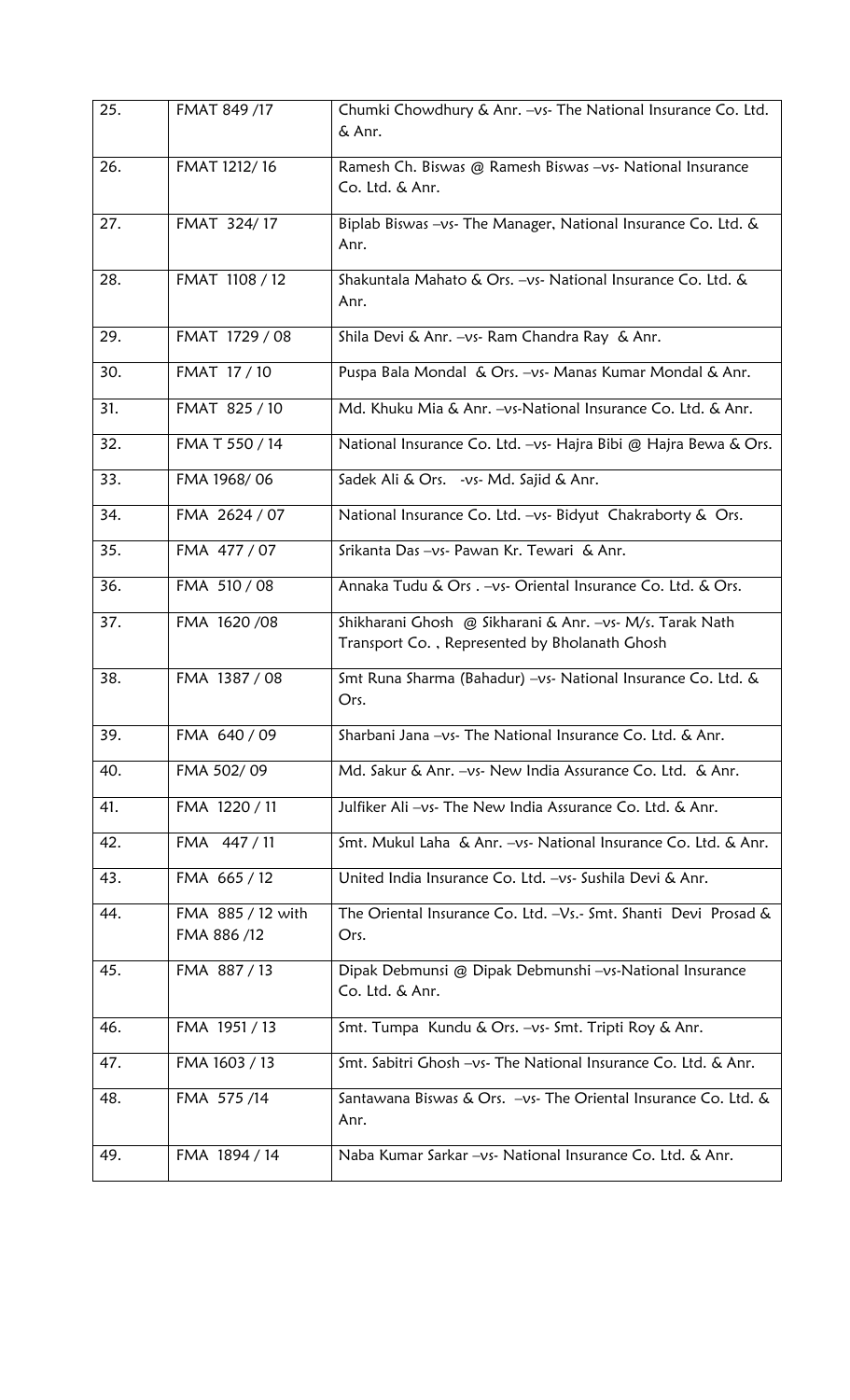| 25. | FMAT 849 /17 | Chumki Chowdhury & Anr. –vs- The National Insurance Co. Ltd. & Anr. |
|---|---|---|
| 26. | FMAT 1212/ 16 | Ramesh Ch. Biswas @ Ramesh Biswas –vs- National Insurance Co. Ltd. & Anr. |
| 27. | FMAT 324/ 17 | Biplab Biswas –vs- The Manager, National Insurance Co. Ltd. & Anr. |
| 28. | FMAT 1108 / 12 | Shakuntala Mahato & Ors. –vs- National Insurance Co. Ltd. & Anr. |
| 29. | FMAT 1729 / 08 | Shila Devi & Anr. –vs- Ram Chandra Ray & Anr. |
| 30. | FMAT 17 / 10 | Puspa Bala Mondal & Ors. –vs- Manas Kumar Mondal & Anr. |
| 31. | FMAT 825 / 10 | Md. Khuku Mia & Anr. –vs-National Insurance Co. Ltd. & Anr. |
| 32. | FMA T 550 / 14 | National Insurance Co. Ltd. –vs- Hajra Bibi @ Hajra Bewa & Ors. |
| 33. | FMA 1968/ 06 | Sadek Ali & Ors. -vs- Md. Sajid & Anr. |
| 34. | FMA 2624 / 07 | National Insurance Co. Ltd. –vs- Bidyut Chakraborty & Ors. |
| 35. | FMA 477 / 07 | Srikanta Das –vs- Pawan Kr. Tewari & Anr. |
| 36. | FMA 510 / 08 | Annaka Tudu & Ors . –vs- Oriental Insurance Co. Ltd. & Ors. |
| 37. | FMA 1620 /08 | Shikharani Ghosh @ Sikharani & Anr. –vs- M/s. Tarak Nath Transport Co. , Represented by Bholanath Ghosh |
| 38. | FMA 1387 / 08 | Smt Runa Sharma (Bahadur) –vs- National Insurance Co. Ltd. & Ors. |
| 39. | FMA 640 / 09 | Sharbani Jana –vs- The National Insurance Co. Ltd. & Anr. |
| 40. | FMA 502/ 09 | Md. Sakur & Anr. –vs- New India Assurance Co. Ltd. & Anr. |
| 41. | FMA 1220 / 11 | Julfiker Ali –vs- The New India Assurance Co. Ltd. & Anr. |
| 42. | FMA 447 / 11 | Smt. Mukul Laha & Anr. –vs- National Insurance Co. Ltd. & Anr. |
| 43. | FMA 665 / 12 | United India Insurance Co. Ltd. –vs- Sushila Devi & Anr. |
| 44. | FMA 885 / 12 with FMA 886 /12 | The Oriental Insurance Co. Ltd. –Vs.- Smt. Shanti Devi Prosad & Ors. |
| 45. | FMA 887 / 13 | Dipak Debmunsi @ Dipak Debmunshi –vs-National Insurance Co. Ltd. & Anr. |
| 46. | FMA 1951 / 13 | Smt. Tumpa Kundu & Ors. –vs- Smt. Tripti Roy & Anr. |
| 47. | FMA 1603 / 13 | Smt. Sabitri Ghosh –vs- The National Insurance Co. Ltd. & Anr. |
| 48. | FMA 575 /14 | Santawana Biswas & Ors. –vs- The Oriental Insurance Co. Ltd. & Anr. |
| 49. | FMA 1894 / 14 | Naba Kumar Sarkar –vs- National Insurance Co. Ltd. & Anr. |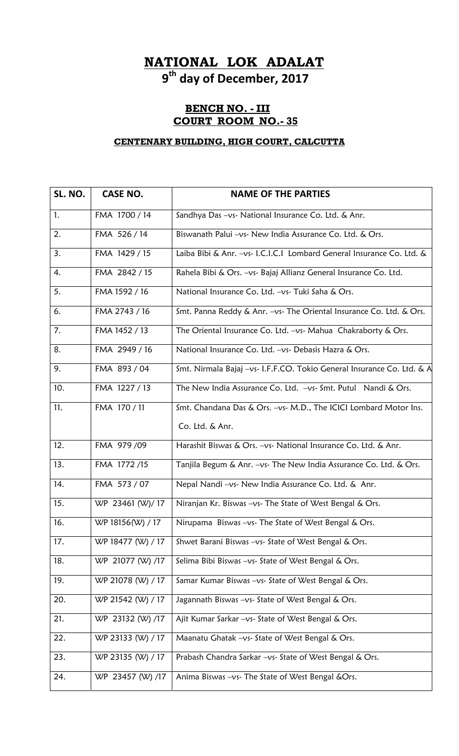# NATIONAL LOK ADALAT

## 9th day of December, 2017

### BENCH NO. - III
### COURT ROOM NO.- 35

#### CENTENARY BUILDING, HIGH COURT, CALCUTTA

| SL. NO. | CASE NO. | NAME OF THE PARTIES |
|---|---|---|
| 1. | FMA 1700 / 14 | Sandhya Das –vs- National Insurance Co. Ltd. & Anr. |
| 2. | FMA 526 / 14 | Biswanath Palui –vs- New India Assurance Co. Ltd. & Ors. |
| 3. | FMA 1429 / 15 | Laiba Bibi & Anr. –vs- I.C.I.C.I Lombard General Insurance Co. Ltd. & |
| 4. | FMA 2842 / 15 | Rahela Bibi & Ors. –vs- Bajaj Allianz General Insurance Co. Ltd. |
| 5. | FMA 1592 / 16 | National Insurance Co. Ltd. –vs- Tuki Saha & Ors. |
| 6. | FMA 2743 / 16 | Smt. Panna Reddy & Anr. –vs- The Oriental Insurance Co. Ltd. & Ors. |
| 7. | FMA 1452 / 13 | The Oriental Insurance Co. Ltd. –vs- Mahua Chakraborty & Ors. |
| 8. | FMA 2949 / 16 | National Insurance Co. Ltd. –vs- Debasis Hazra & Ors. |
| 9. | FMA 893 / 04 | Smt. Nirmala Bajaj –vs- I.F.F.CO. Tokio General Insurance Co. Ltd. & A |
| 10. | FMA 1227 / 13 | The New India Assurance Co. Ltd. –vs- Smt. Putul Nandi & Ors. |
| 11. | FMA 170 / 11 | Smt. Chandana Das & Ors. –vs- M.D., The ICICI Lombard Motor Ins. Co. Ltd. & Anr. |
| 12. | FMA 979 /09 | Harashit Biswas & Ors. –vs- National Insurance Co. Ltd. & Anr. |
| 13. | FMA 1772 /15 | Tanjila Begum & Anr. –vs- The New India Assurance Co. Ltd. & Ors. |
| 14. | FMA 573 / 07 | Nepal Nandi –vs- New India Assurance Co. Ltd. & Anr. |
| 15. | WP 23461 (W)/ 17 | Niranjan Kr. Biswas –vs- The State of West Bengal & Ors. |
| 16. | WP 18156(W) / 17 | Nirupama Biswas –vs- The State of West Bengal & Ors. |
| 17. | WP 18477 (W) / 17 | Shwet Barani Biswas –vs- State of West Bengal & Ors. |
| 18. | WP 21077 (W) /17 | Selima Bibi Biswas –vs- State of West Bengal & Ors. |
| 19. | WP 21078 (W) / 17 | Samar Kumar Biswas –vs- State of West Bengal & Ors. |
| 20. | WP 21542 (W) / 17 | Jagannath Biswas –vs- State of West Bengal & Ors. |
| 21. | WP 23132 (W) /17 | Ajit Kumar Sarkar –vs- State of West Bengal & Ors. |
| 22. | WP 23133 (W) / 17 | Maanatu Ghatak –vs- State of West Bengal & Ors. |
| 23. | WP 23135 (W) / 17 | Prabash Chandra Sarkar –vs- State of West Bengal & Ors. |
| 24. | WP 23457 (W) /17 | Anima Biswas –vs- The State of West Bengal &Ors. |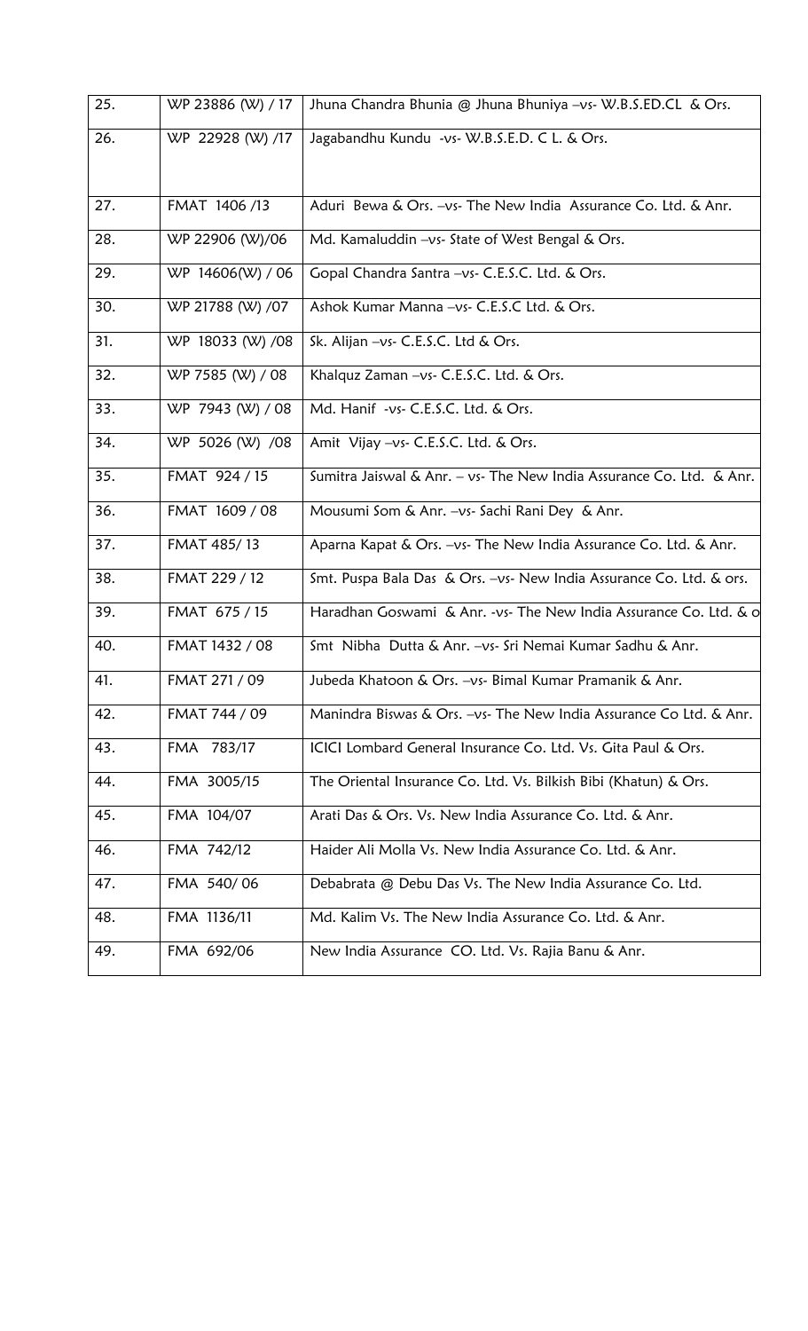| | | |
|---|---|---|
| 25. | WP 23886 (W) / 17 | Jhuna Chandra Bhunia @ Jhuna Bhuniya –vs- W.B.S.ED.CL & Ors. |
| 26. | WP 22928 (W) /17 | Jagabandhu Kundu -vs- W.B.S.E.D. C L. & Ors. |
| 27. | FMAT 1406 /13 | Aduri Bewa & Ors. –vs- The New India Assurance Co. Ltd. & Anr. |
| 28. | WP 22906 (W)/06 | Md. Kamaluddin –vs- State of West Bengal & Ors. |
| 29. | WP 14606(W) / 06 | Gopal Chandra Santra –vs- C.E.S.C. Ltd. & Ors. |
| 30. | WP 21788 (W) /07 | Ashok Kumar Manna –vs- C.E.S.C Ltd. & Ors. |
| 31. | WP 18033 (W) /08 | Sk. Alijan –vs- C.E.S.C. Ltd & Ors. |
| 32. | WP 7585 (W) / 08 | Khalquz Zaman –vs- C.E.S.C. Ltd. & Ors. |
| 33. | WP 7943 (W) / 08 | Md. Hanif -vs- C.E.S.C. Ltd. & Ors. |
| 34. | WP 5026 (W) /08 | Amit Vijay –vs- C.E.S.C. Ltd. & Ors. |
| 35. | FMAT 924 / 15 | Sumitra Jaiswal & Anr. – vs- The New India Assurance Co. Ltd. & Anr. |
| 36. | FMAT 1609 / 08 | Mousumi Som & Anr. –vs- Sachi Rani Dey & Anr. |
| 37. | FMAT 485/ 13 | Aparna Kapat & Ors. –vs- The New India Assurance Co. Ltd. & Anr. |
| 38. | FMAT 229 / 12 | Smt. Puspa Bala Das & Ors. –vs- New India Assurance Co. Ltd. & ors. |
| 39. | FMAT 675 / 15 | Haradhan Goswami & Anr. -vs- The New India Assurance Co. Ltd. & o |
| 40. | FMAT 1432 / 08 | Smt Nibha Dutta & Anr. –vs- Sri Nemai Kumar Sadhu & Anr. |
| 41. | FMAT 271 / 09 | Jubeda Khatoon & Ors. –vs- Bimal Kumar Pramanik & Anr. |
| 42. | FMAT 744 / 09 | Manindra Biswas & Ors. –vs- The New India Assurance Co Ltd. & Anr. |
| 43. | FMA 783/17 | ICICI Lombard General Insurance Co. Ltd. Vs. Gita Paul & Ors. |
| 44. | FMA 3005/15 | The Oriental Insurance Co. Ltd. Vs. Bilkish Bibi (Khatun) & Ors. |
| 45. | FMA 104/07 | Arati Das & Ors. Vs. New India Assurance Co. Ltd. & Anr. |
| 46. | FMA 742/12 | Haider Ali Molla Vs. New India Assurance Co. Ltd. & Anr. |
| 47. | FMA 540/ 06 | Debabrata @ Debu Das Vs. The New India Assurance Co. Ltd. |
| 48. | FMA 1136/11 | Md. Kalim Vs. The New India Assurance Co. Ltd. & Anr. |
| 49. | FMA 692/06 | New India Assurance CO. Ltd. Vs. Rajia Banu & Anr. |